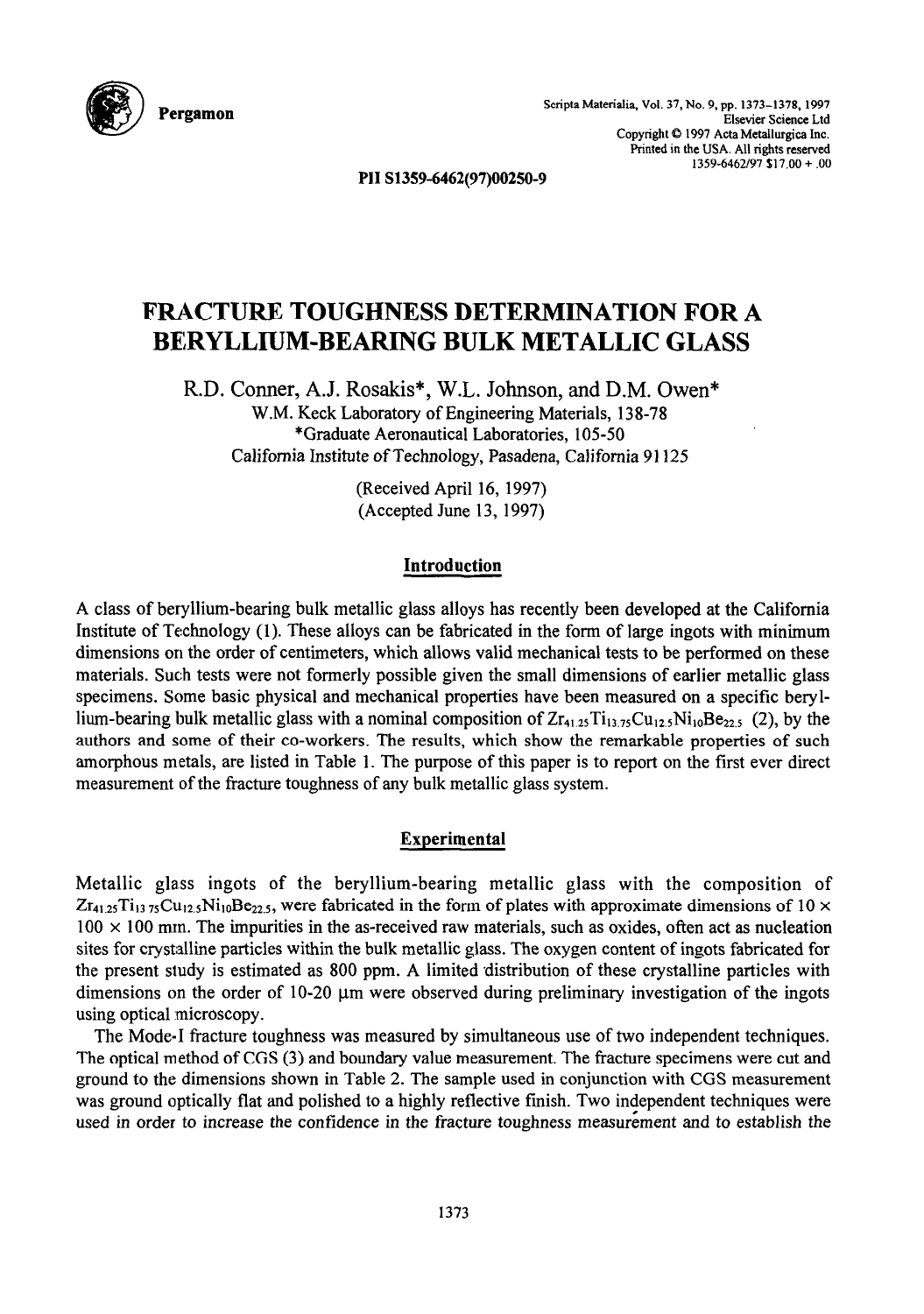PII S1359-6462(97)00250-9

# FRACTURE TOUGHNESS DETERMINATION FOR A BERYLLIUM-BEARING BULK METALLIC GLASS

R.D. Conner, A.J. Rosakis*, W.L. Johnson, and D.M. Owen*

W.M. Keck Laboratory of Engineering Materials, 138-78
*Graduate Aeronautical Laboratories, 105-50
California Institute of Technology, Pasadena, California 91125

(Received April 16, 1997)
(Accepted June 13, 1997)

## Introduction

A class of beryllium-bearing bulk metallic glass alloys has recently been developed at the California Institute of Technology (1). These alloys can be fabricated in the form of large ingots with minimum dimensions on the order of centimeters, which allows valid mechanical tests to be performed on these materials. Such tests were not formerly possible given the small dimensions of earlier metallic glass specimens. Some basic physical and mechanical properties have been measured on a specific beryllium-bearing bulk metallic glass with a nominal composition of $Zr_{41.25}Ti_{13.75}Cu_{12.5}Ni_{10}Be_{22.5}$ (2), by the authors and some of their co-workers. The results, which show the remarkable properties of such amorphous metals, are listed in Table 1. The purpose of this paper is to report on the first ever direct measurement of the fracture toughness of any bulk metallic glass system.

## Experimental

Metallic glass ingots of the beryllium-bearing metallic glass with the composition of $Zr_{41.25}Ti_{13.75}Cu_{12.5}Ni_{10}Be_{22.5}$, were fabricated in the form of plates with approximate dimensions of $10 \times 100 \times 100$ mm. The impurities in the as-received raw materials, such as oxides, often act as nucleation sites for crystalline particles within the bulk metallic glass. The oxygen content of ingots fabricated for the present study is estimated as 800 ppm. A limited distribution of these crystalline particles with dimensions on the order of 10-20 μm were observed during preliminary investigation of the ingots using optical microscopy.

The Mode-I fracture toughness was measured by simultaneous use of two independent techniques. The optical method of CGS (3) and boundary value measurement. The fracture specimens were cut and ground to the dimensions shown in Table 2. The sample used in conjunction with CGS measurement was ground optically flat and polished to a highly reflective finish. Two independent techniques were used in order to increase the confidence in the fracture toughness measurement and to establish the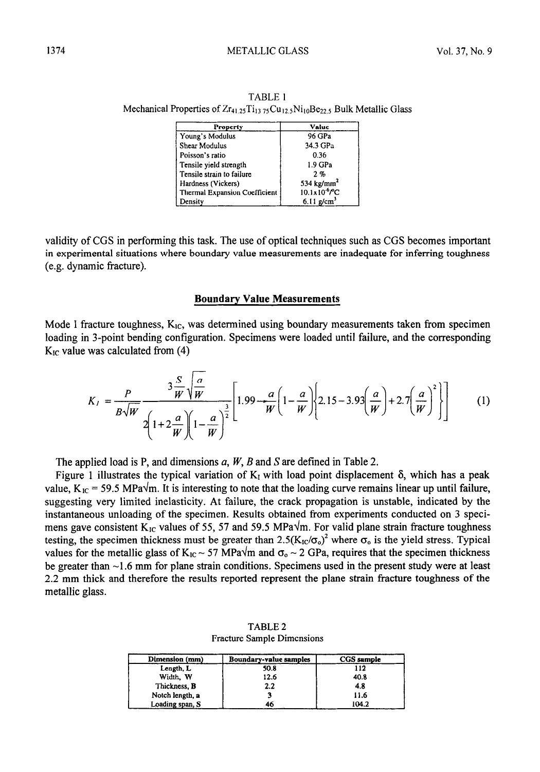TABLE 1
Mechanical Properties of $Zr_{41.25}Ti_{13.75}Cu_{12.5}Ni_{10}Be_{22.5}$ Bulk Metallic Glass

| Property | Value |
| --- | --- |
| Young's Modulus | 96 GPa |
| Shear Modulus | 34.3 GPa |
| Poisson's ratio | 0.36 |
| Tensile yield strength | 1.9 GPa |
| Tensile strain to failure | 2 % |
| Hardness (Vickers) | 534 kg/mm$^2$ |
| Thermal Expansion Coefficient | $10.1\times10^{-6}$/°C |
| Density | 6.11 g/cm$^3$ |

validity of CGS in performing this task. The use of optical techniques such as CGS becomes important in experimental situations where boundary value measurements are inadequate for inferring toughness (e.g. dynamic fracture).

## Boundary Value Measurements

Mode I fracture toughness, $K_{IC}$, was determined using boundary measurements taken from specimen loading in 3-point bending configuration. Specimens were loaded until failure, and the corresponding $K_{IC}$ value was calculated from (4)

$$K_I = \frac{P}{B\sqrt{W}} \frac{3\frac{S}{W}\sqrt{\frac{a}{W}}}{2\left(1+2\frac{a}{W}\right)\left(1-\frac{a}{W}\right)^{\frac{3}{2}}} \left[1.99 - \frac{a}{W}\left(1-\frac{a}{W}\right)\left\{2.15 - 3.93\left(\frac{a}{W}\right) + 2.7\left(\frac{a}{W}\right)^2\right\}\right] \quad (1)$$

The applied load is P, and dimensions $a$, $W$, $B$ and $S$ are defined in Table 2.

Figure 1 illustrates the typical variation of $K_I$ with load point displacement $\delta$, which has a peak value, $K_{IC} = 59.5$ MPa$\sqrt{m}$. It is interesting to note that the loading curve remains linear up until failure, suggesting very limited inelasticity. At failure, the crack propagation is unstable, indicated by the instantaneous unloading of the specimen. Results obtained from experiments conducted on 3 specimens gave consistent $K_{IC}$ values of 55, 57 and 59.5 MPa$\sqrt{m}$. For valid plane strain fracture toughness testing, the specimen thickness must be greater than $2.5(K_{IC}/\sigma_o)^2$ where $\sigma_o$ is the yield stress. Typical values for the metallic glass of $K_{IC} \sim 57$ MPa$\sqrt{m}$ and $\sigma_o \sim 2$ GPa, requires that the specimen thickness be greater than ~1.6 mm for plane strain conditions. Specimens used in the present study were at least 2.2 mm thick and therefore the results reported represent the plane strain fracture toughness of the metallic glass.

TABLE 2
Fracture Sample Dimensions

| Dimension (mm) | Boundary-value samples | CGS sample |
| --- | --- | --- |
| Length, L | 50.8 | 112 |
| Width, W | 12.6 | 40.8 |
| Thickness, B | 2.2 | 4.8 |
| Notch length, a | 3 | 11.6 |
| Loading span, S | 46 | 104.2 |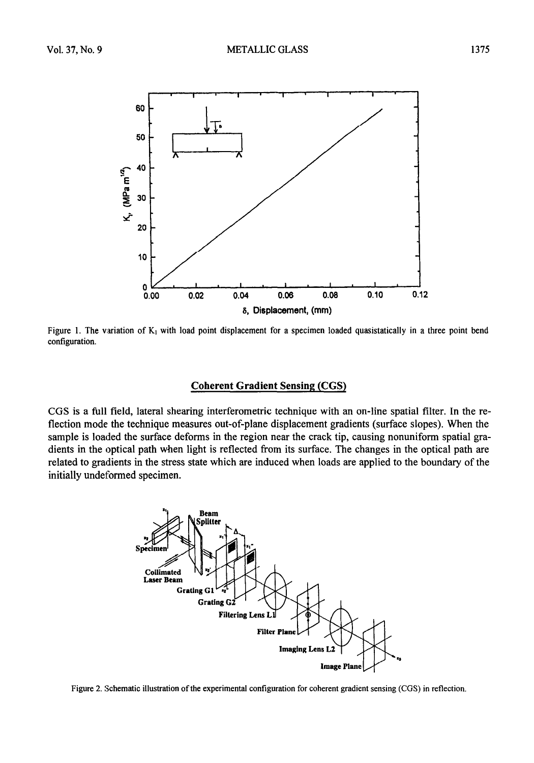60
50
40
30
20
10
0

0.00 0.02 0.04 0.06 0.08 0.10 0.12

$K_I$, (MPa m$^{1/2}$)

δ, Displacement, (mm)

Figure 1. The variation of $K_I$ with load point displacement for a specimen loaded quasistatically in a three point bend configuration.

## Coherent Gradient Sensing (CGS)

CGS is a full field, lateral shearing interferometric technique with an on-line spatial filter. In the reflection mode the technique measures out-of-plane displacement gradients (surface slopes). When the sample is loaded the surface deforms in the region near the crack tip, causing nonuniform spatial gradients in the optical path when light is reflected from its surface. The changes in the optical path are related to gradients in the stress state which are induced when loads are applied to the boundary of the initially undeformed specimen.

Beam Splitter
Specimen
Collimated Laser Beam
Grating G1
Grating G2
Filtering Lens L1
Filter Plane
Imaging Lens L2
Image Plane

Figure 2. Schematic illustration of the experimental configuration for coherent gradient sensing (CGS) in reflection.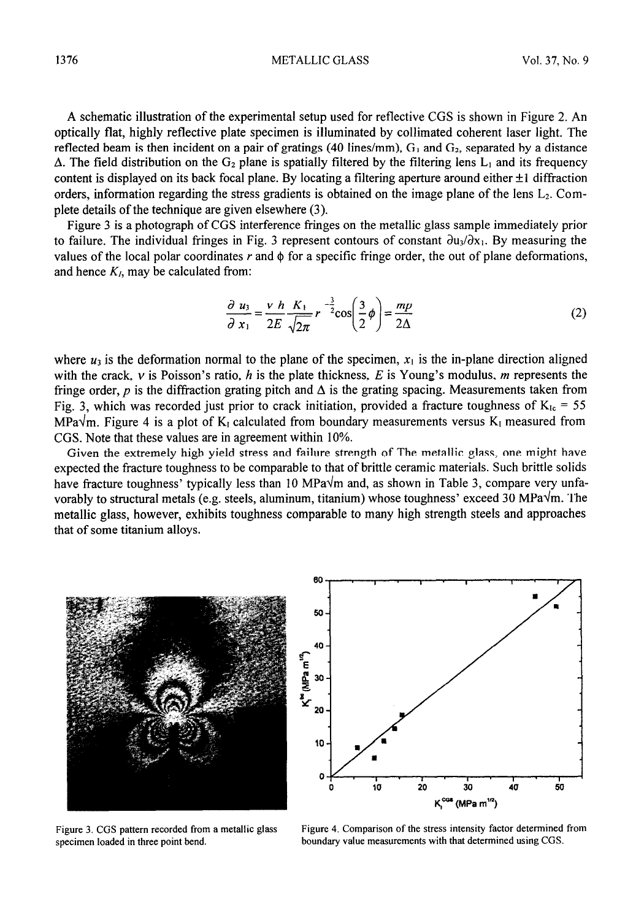A schematic illustration of the experimental setup used for reflective CGS is shown in Figure 2. An optically flat, highly reflective plate specimen is illuminated by collimated coherent laser light. The reflected beam is then incident on a pair of gratings (40 lines/mm), $G_1$ and $G_2$, separated by a distance $\Delta$. The field distribution on the $G_2$ plane is spatially filtered by the filtering lens $L_1$ and its frequency content is displayed on its back focal plane. By locating a filtering aperture around either ±1 diffraction orders, information regarding the stress gradients is obtained on the image plane of the lens $L_2$. Complete details of the technique are given elsewhere (3).

Figure 3 is a photograph of CGS interference fringes on the metallic glass sample immediately prior to failure. The individual fringes in Fig. 3 represent contours of constant $\partial u_3/\partial x_1$. By measuring the values of the local polar coordinates $r$ and $\phi$ for a specific fringe order, the out of plane deformations, and hence $K_I$, may be calculated from:

$$\frac{\partial u_3}{\partial x_1} = \frac{\nu\, h}{2E} \frac{K_I}{\sqrt{2\pi}} r^{-\frac{3}{2}} \cos\left(\frac{3}{2}\phi\right) = \frac{mp}{2\Delta} \qquad (2)$$

where $u_3$ is the deformation normal to the plane of the specimen, $x_1$ is the in-plane direction aligned with the crack, $\nu$ is Poisson's ratio, $h$ is the plate thickness, $E$ is Young's modulus, $m$ represents the fringe order, $p$ is the diffraction grating pitch and $\Delta$ is the grating spacing. Measurements taken from Fig. 3, which was recorded just prior to crack initiation, provided a fracture toughness of $K_{Ic}$ = 55 MPa√m. Figure 4 is a plot of $K_I$ calculated from boundary measurements versus $K_I$ measured from CGS. Note that these values are in agreement within 10%.

Given the extremely high yield stress and failure strength of The metallic glass, one might have expected the fracture toughness to be comparable to that of brittle ceramic materials. Such brittle solids have fracture toughness' typically less than 10 MPa√m and, as shown in Table 3, compare very unfavorably to structural metals (e.g. steels, aluminum, titanium) whose toughness' exceed 30 MPa√m. The metallic glass, however, exhibits toughness comparable to many high strength steels and approaches that of some titanium alloys.

Figure 3. CGS pattern recorded from a metallic glass specimen loaded in three point bend.

$K_I^{bv}$ (MPa m$^{1/2}$)

0
10
20
30
40
50
60

$K_I^{CGS}$ (MPa m$^{1/2}$)

0
10
20
30
40
50

Figure 4. Comparison of the stress intensity factor determined from boundary value measurements with that determined using CGS.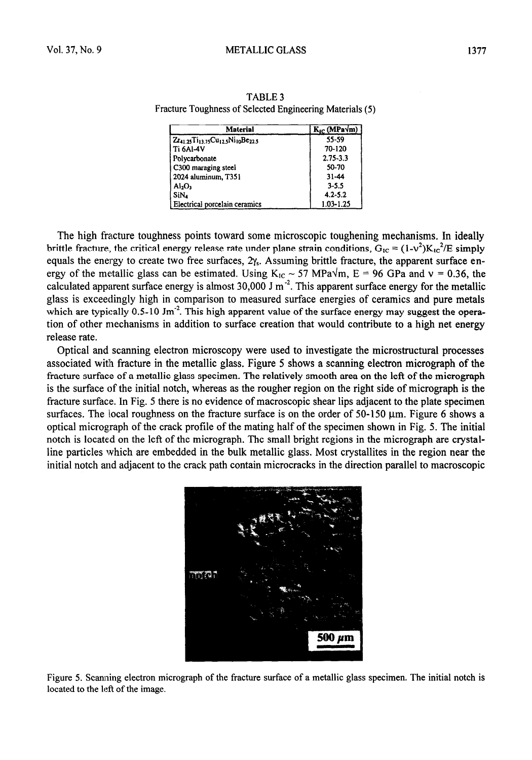TABLE 3
Fracture Toughness of Selected Engineering Materials (5)

| Material | $K_{IC}$ (MPa√m) |
|---|---|
| $Zr_{41.25}Ti_{13.75}Cu_{12.5}Ni_{10}Be_{22.5}$ | 55-59 |
| Ti 6Al-4V | 70-120 |
| Polycarbonate | 2.75-3.3 |
| C300 maraging steel | 50-70 |
| 2024 aluminum, T351 | 31-44 |
| $Al_2O_3$ | 3-5.5 |
| $SiN_4$ | 4.2-5.2 |
| Electrical porcelain ceramics | 1.03-1.25 |

The high fracture toughness points toward some microscopic toughening mechanisms. In ideally brittle fracture, the critical energy release rate under plane strain conditions, $G_{IC} = (1-\nu^2)K_{IC}^2/E$ simply equals the energy to create two free surfaces, $2\gamma_s$. Assuming brittle fracture, the apparent surface energy of the metallic glass can be estimated. Using $K_{IC} \sim 57$ MPa√m, E = 96 GPa and $\nu = 0.36$, the calculated apparent surface energy is almost 30,000 J $m^{-2}$. This apparent surface energy for the metallic glass is exceedingly high in comparison to measured surface energies of ceramics and pure metals which are typically 0.5-10 $Jm^{-2}$. This high apparent value of the surface energy may suggest the operation of other mechanisms in addition to surface creation that would contribute to a high net energy release rate.

Optical and scanning electron microscopy were used to investigate the microstructural processes associated with fracture in the metallic glass. Figure 5 shows a scanning electron micrograph of the fracture surface of a metallic glass specimen. The relatively smooth area on the left of the micrograph is the surface of the initial notch, whereas as the rougher region on the right side of micrograph is the fracture surface. In Fig. 5 there is no evidence of macroscopic shear lips adjacent to the plate specimen surfaces. The local roughness on the fracture surface is on the order of 50-150 μm. Figure 6 shows a optical micrograph of the crack profile of the mating half of the specimen shown in Fig. 5. The initial notch is located on the left of the micrograph. The small bright regions in the micrograph are crystalline particles which are embedded in the bulk metallic glass. Most crystallites in the region near the initial notch and adjacent to the crack path contain microcracks in the direction parallel to macroscopic

notch

500 μm

Figure 5. Scanning electron micrograph of the fracture surface of a metallic glass specimen. The initial notch is located to the left of the image.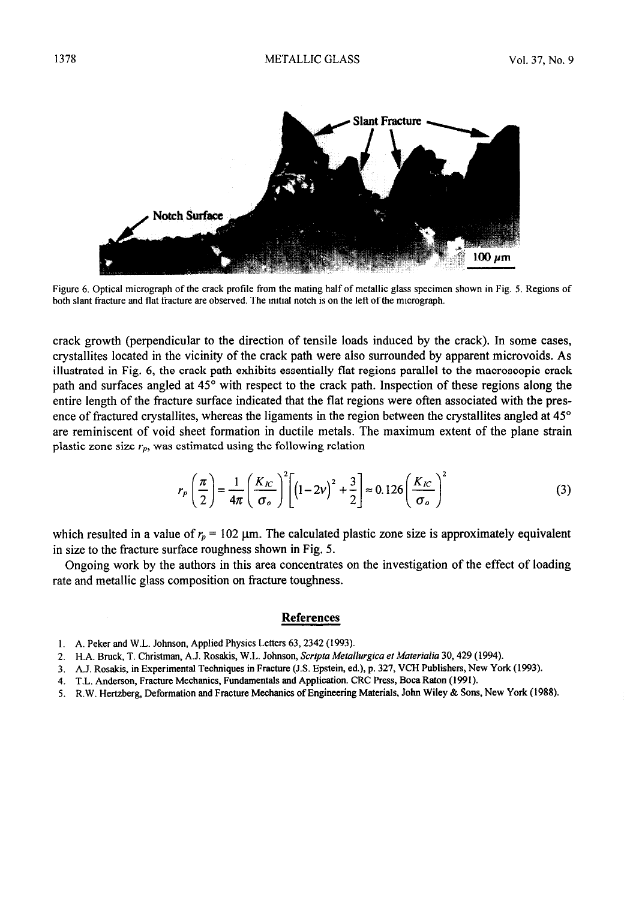Slant Fracture

Notch Surface

100 μm

Figure 6. Optical micrograph of the crack profile from the mating half of metallic glass specimen shown in Fig. 5. Regions of both slant fracture and flat fracture are observed. The initial notch is on the left of the micrograph.

crack growth (perpendicular to the direction of tensile loads induced by the crack). In some cases, crystallites located in the vicinity of the crack path were also surrounded by apparent microvoids. As illustrated in Fig. 6, the crack path exhibits essentially flat regions parallel to the macroscopic crack path and surfaces angled at 45° with respect to the crack path. Inspection of these regions along the entire length of the fracture surface indicated that the flat regions were often associated with the presence of fractured crystallites, whereas the ligaments in the region between the crystallites angled at 45° are reminiscent of void sheet formation in ductile metals. The maximum extent of the plane strain plastic zone size $r_p$, was estimated using the following relation

$$r_p\left(\frac{\pi}{2}\right) = \frac{1}{4\pi}\left(\frac{K_{IC}}{\sigma_o}\right)^2\left[(1-2\nu)^2 + \frac{3}{2}\right] \approx 0.126\left(\frac{K_{IC}}{\sigma_o}\right)^2 \tag{3}$$

which resulted in a value of $r_p = 102$ μm. The calculated plastic zone size is approximately equivalent in size to the fracture surface roughness shown in Fig. 5.

Ongoing work by the authors in this area concentrates on the investigation of the effect of loading rate and metallic glass composition on fracture toughness.

## References

1. A. Peker and W.L. Johnson, Applied Physics Letters 63, 2342 (1993).
2. H.A. Bruck, T. Christman, A.J. Rosakis, W.L. Johnson, *Scripta Metallurgica et Materialia* 30, 429 (1994).
3. A.J. Rosakis, in Experimental Techniques in Fracture (J.S. Epstein, ed.), p. 327, VCH Publishers, New York (1993).
4. T.L. Anderson, Fracture Mechanics, Fundamentals and Application. CRC Press, Boca Raton (1991).
5. R.W. Hertzberg, Deformation and Fracture Mechanics of Engineering Materials, John Wiley & Sons, New York (1988).